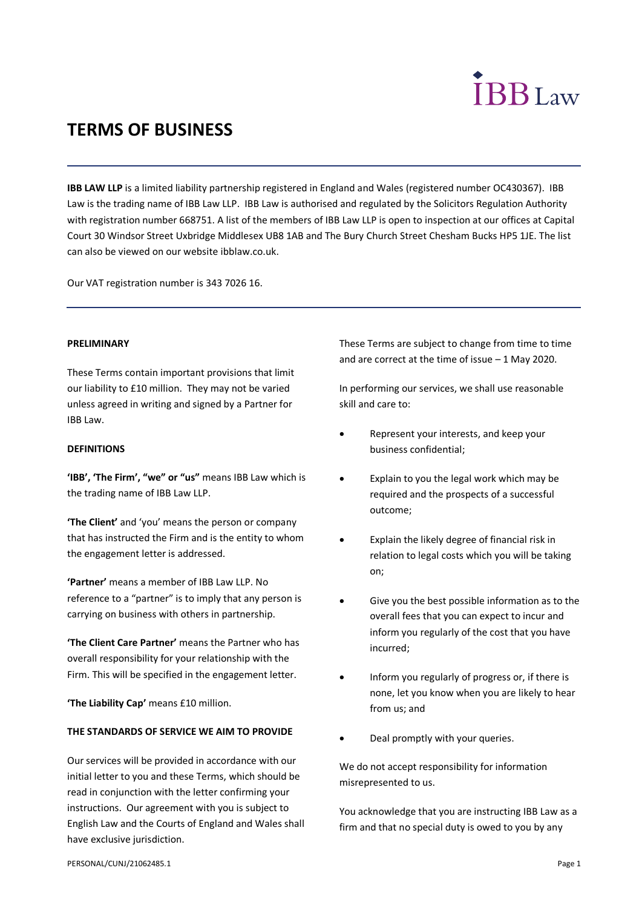# TERMS OF BUSINESS

**IBB LAW LLP** is a limited liability partnership registered in England and Wales (registered number OC430367). IBB Law is the trading name of IBB Law LLP. IBB Law is authorised and regulated by the Solicitors Regulation Authority with registration number 668751. A list of the members of IBB Law LLP is open to inspection at our offices at Capital Court 30 Windsor Street Uxbridge Middlesex UB8 1AB and The Bury Church Street Chesham Bucks HP5 1JE. The list can also be viewed on our website ibblaw.co.uk.

Our VAT registration number is 343 7026 16.

---

**PRELIMINARY**

These Terms contain important provisions that limit our liability to £10 million. They may not be varied unless agreed in writing and signed by a Partner for IBB Law.

**DEFINITIONS**

**'IBB', 'The Firm', "we" or "us"** means IBB Law which is the trading name of IBB Law LLP.

**'The Client'** and 'you' means the person or company that has instructed the Firm and is the entity to whom the engagement letter is addressed.

**'Partner'** means a member of IBB Law LLP. No reference to a "partner" is to imply that any person is carrying on business with others in partnership.

**'The Client Care Partner'** means the Partner who has overall responsibility for your relationship with the Firm. This will be specified in the engagement letter.

**'The Liability Cap'** means £10 million.

**THE STANDARDS OF SERVICE WE AIM TO PROVIDE**

Our services will be provided in accordance with our initial letter to you and these Terms, which should be read in conjunction with the letter confirming your instructions. Our agreement with you is subject to English Law and the Courts of England and Wales shall have exclusive jurisdiction.

These Terms are subject to change from time to time and are correct at the time of issue – 1 May 2020.

In performing our services, we shall use reasonable skill and care to:

- Represent your interests, and keep your business confidential;
- Explain to you the legal work which may be required and the prospects of a successful outcome;
- Explain the likely degree of financial risk in relation to legal costs which you will be taking on;
- Give you the best possible information as to the overall fees that you can expect to incur and inform you regularly of the cost that you have incurred;
- Inform you regularly of progress or, if there is none, let you know when you are likely to hear from us; and
- Deal promptly with your queries.

We do not accept responsibility for information misrepresented to us.

You acknowledge that you are instructing IBB Law as a firm and that no special duty is owed to you by any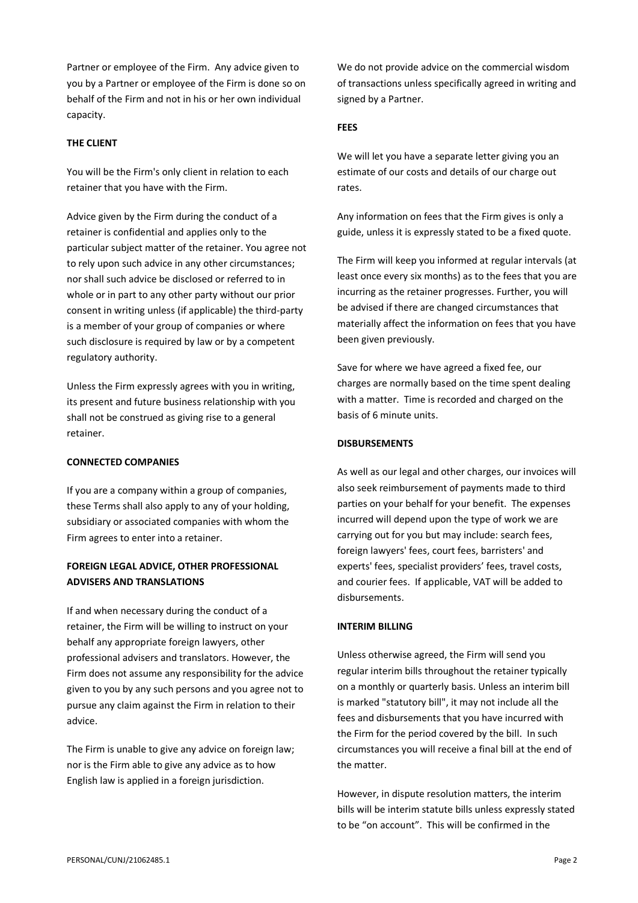Partner or employee of the Firm. Any advice given to you by a Partner or employee of the Firm is done so on behalf of the Firm and not in his or her own individual capacity.

**THE CLIENT**

You will be the Firm's only client in relation to each retainer that you have with the Firm.

Advice given by the Firm during the conduct of a retainer is confidential and applies only to the particular subject matter of the retainer. You agree not to rely upon such advice in any other circumstances; nor shall such advice be disclosed or referred to in whole or in part to any other party without our prior consent in writing unless (if applicable) the third-party is a member of your group of companies or where such disclosure is required by law or by a competent regulatory authority.

Unless the Firm expressly agrees with you in writing, its present and future business relationship with you shall not be construed as giving rise to a general retainer.

**CONNECTED COMPANIES**

If you are a company within a group of companies, these Terms shall also apply to any of your holding, subsidiary or associated companies with whom the Firm agrees to enter into a retainer.

**FOREIGN LEGAL ADVICE, OTHER PROFESSIONAL ADVISERS AND TRANSLATIONS**

If and when necessary during the conduct of a retainer, the Firm will be willing to instruct on your behalf any appropriate foreign lawyers, other professional advisers and translators. However, the Firm does not assume any responsibility for the advice given to you by any such persons and you agree not to pursue any claim against the Firm in relation to their advice.

The Firm is unable to give any advice on foreign law; nor is the Firm able to give any advice as to how English law is applied in a foreign jurisdiction.

We do not provide advice on the commercial wisdom of transactions unless specifically agreed in writing and signed by a Partner.

**FEES**

We will let you have a separate letter giving you an estimate of our costs and details of our charge out rates.

Any information on fees that the Firm gives is only a guide, unless it is expressly stated to be a fixed quote.

The Firm will keep you informed at regular intervals (at least once every six months) as to the fees that you are incurring as the retainer progresses. Further, you will be advised if there are changed circumstances that materially affect the information on fees that you have been given previously.

Save for where we have agreed a fixed fee, our charges are normally based on the time spent dealing with a matter. Time is recorded and charged on the basis of 6 minute units.

**DISBURSEMENTS**

As well as our legal and other charges, our invoices will also seek reimbursement of payments made to third parties on your behalf for your benefit. The expenses incurred will depend upon the type of work we are carrying out for you but may include: search fees, foreign lawyers' fees, court fees, barristers' and experts' fees, specialist providers' fees, travel costs, and courier fees. If applicable, VAT will be added to disbursements.

**INTERIM BILLING**

Unless otherwise agreed, the Firm will send you regular interim bills throughout the retainer typically on a monthly or quarterly basis. Unless an interim bill is marked "statutory bill", it may not include all the fees and disbursements that you have incurred with the Firm for the period covered by the bill. In such circumstances you will receive a final bill at the end of the matter.

However, in dispute resolution matters, the interim bills will be interim statute bills unless expressly stated to be "on account". This will be confirmed in the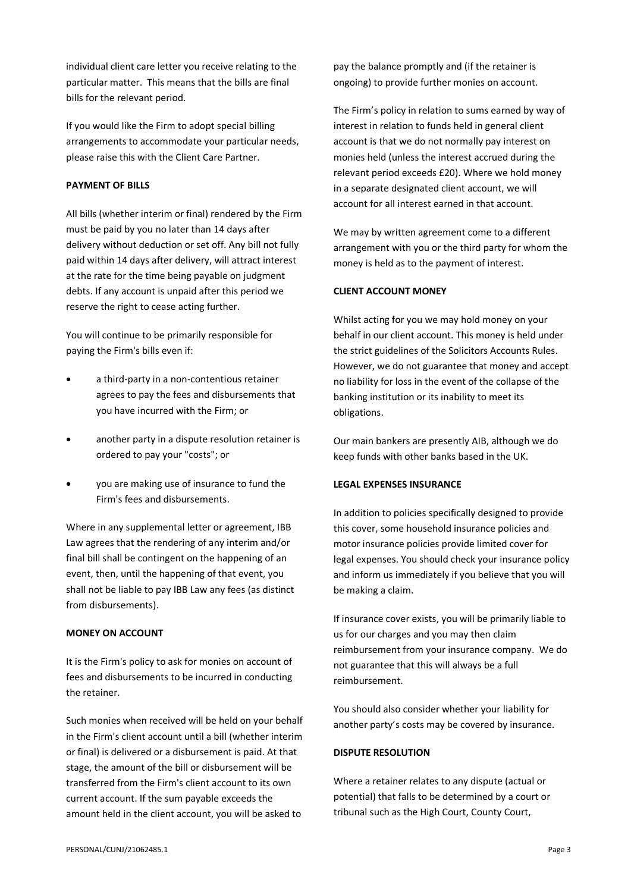individual client care letter you receive relating to the particular matter. This means that the bills are final bills for the relevant period.

If you would like the Firm to adopt special billing arrangements to accommodate your particular needs, please raise this with the Client Care Partner.

**PAYMENT OF BILLS**

All bills (whether interim or final) rendered by the Firm must be paid by you no later than 14 days after delivery without deduction or set off. Any bill not fully paid within 14 days after delivery, will attract interest at the rate for the time being payable on judgment debts. If any account is unpaid after this period we reserve the right to cease acting further.

You will continue to be primarily responsible for paying the Firm's bills even if:

- a third-party in a non-contentious retainer agrees to pay the fees and disbursements that you have incurred with the Firm; or
- another party in a dispute resolution retainer is ordered to pay your "costs"; or
- you are making use of insurance to fund the Firm's fees and disbursements.

Where in any supplemental letter or agreement, IBB Law agrees that the rendering of any interim and/or final bill shall be contingent on the happening of an event, then, until the happening of that event, you shall not be liable to pay IBB Law any fees (as distinct from disbursements).

**MONEY ON ACCOUNT**

It is the Firm's policy to ask for monies on account of fees and disbursements to be incurred in conducting the retainer.

Such monies when received will be held on your behalf in the Firm's client account until a bill (whether interim or final) is delivered or a disbursement is paid. At that stage, the amount of the bill or disbursement will be transferred from the Firm's client account to its own current account. If the sum payable exceeds the amount held in the client account, you will be asked to pay the balance promptly and (if the retainer is ongoing) to provide further monies on account.

The Firm's policy in relation to sums earned by way of interest in relation to funds held in general client account is that we do not normally pay interest on monies held (unless the interest accrued during the relevant period exceeds £20). Where we hold money in a separate designated client account, we will account for all interest earned in that account.

We may by written agreement come to a different arrangement with you or the third party for whom the money is held as to the payment of interest.

**CLIENT ACCOUNT MONEY**

Whilst acting for you we may hold money on your behalf in our client account. This money is held under the strict guidelines of the Solicitors Accounts Rules. However, we do not guarantee that money and accept no liability for loss in the event of the collapse of the banking institution or its inability to meet its obligations.

Our main bankers are presently AIB, although we do keep funds with other banks based in the UK.

**LEGAL EXPENSES INSURANCE**

In addition to policies specifically designed to provide this cover, some household insurance policies and motor insurance policies provide limited cover for legal expenses. You should check your insurance policy and inform us immediately if you believe that you will be making a claim.

If insurance cover exists, you will be primarily liable to us for our charges and you may then claim reimbursement from your insurance company. We do not guarantee that this will always be a full reimbursement.

You should also consider whether your liability for another party's costs may be covered by insurance.

**DISPUTE RESOLUTION**

Where a retainer relates to any dispute (actual or potential) that falls to be determined by a court or tribunal such as the High Court, County Court,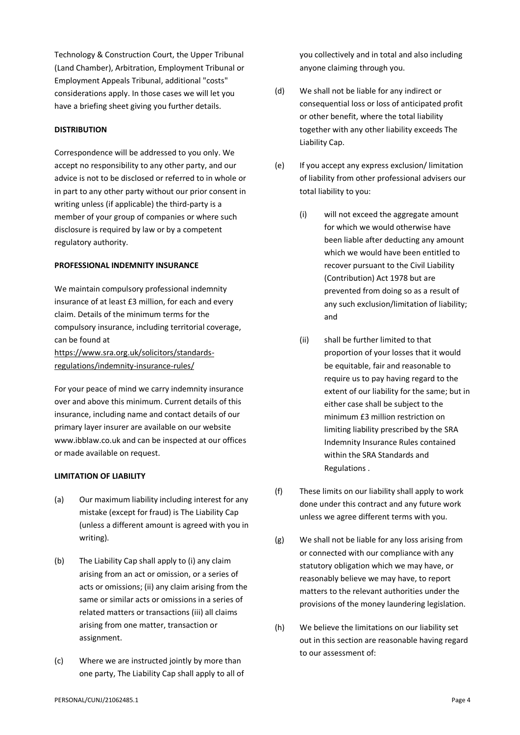Technology & Construction Court, the Upper Tribunal (Land Chamber), Arbitration, Employment Tribunal or Employment Appeals Tribunal, additional "costs" considerations apply. In those cases we will let you have a briefing sheet giving you further details.

**DISTRIBUTION**

Correspondence will be addressed to you only. We accept no responsibility to any other party, and our advice is not to be disclosed or referred to in whole or in part to any other party without our prior consent in writing unless (if applicable) the third-party is a member of your group of companies or where such disclosure is required by law or by a competent regulatory authority.

**PROFESSIONAL INDEMNITY INSURANCE**

We maintain compulsory professional indemnity insurance of at least £3 million, for each and every claim. Details of the minimum terms for the compulsory insurance, including territorial coverage, can be found at https://www.sra.org.uk/solicitors/standards-regulations/indemnity-insurance-rules/

For your peace of mind we carry indemnity insurance over and above this minimum. Current details of this insurance, including name and contact details of our primary layer insurer are available on our website www.ibblaw.co.uk and can be inspected at our offices or made available on request.

**LIMITATION OF LIABILITY**

(a) Our maximum liability including interest for any mistake (except for fraud) is The Liability Cap (unless a different amount is agreed with you in writing).

(b) The Liability Cap shall apply to (i) any claim arising from an act or omission, or a series of acts or omissions; (ii) any claim arising from the same or similar acts or omissions in a series of related matters or transactions (iii) all claims arising from one matter, transaction or assignment.

(c) Where we are instructed jointly by more than one party, The Liability Cap shall apply to all of you collectively and in total and also including anyone claiming through you.

(d) We shall not be liable for any indirect or consequential loss or loss of anticipated profit or other benefit, where the total liability together with any other liability exceeds The Liability Cap.

(e) If you accept any express exclusion/ limitation of liability from other professional advisers our total liability to you:

  (i) will not exceed the aggregate amount for which we would otherwise have been liable after deducting any amount which we would have been entitled to recover pursuant to the Civil Liability (Contribution) Act 1978 but are prevented from doing so as a result of any such exclusion/limitation of liability; and

  (ii) shall be further limited to that proportion of your losses that it would be equitable, fair and reasonable to require us to pay having regard to the extent of our liability for the same; but in either case shall be subject to the minimum £3 million restriction on limiting liability prescribed by the SRA Indemnity Insurance Rules contained within the SRA Standards and Regulations .

(f) These limits on our liability shall apply to work done under this contract and any future work unless we agree different terms with you.

(g) We shall not be liable for any loss arising from or connected with our compliance with any statutory obligation which we may have, or reasonably believe we may have, to report matters to the relevant authorities under the provisions of the money laundering legislation.

(h) We believe the limitations on our liability set out in this section are reasonable having regard to our assessment of: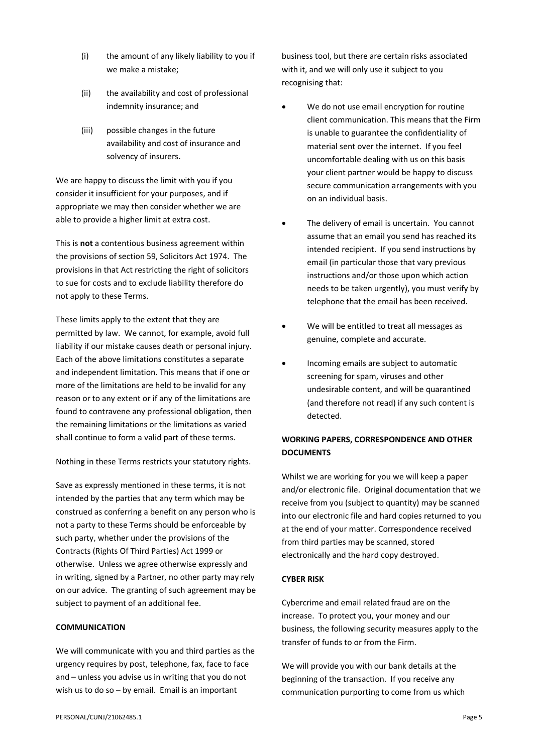(i) the amount of any likely liability to you if we make a mistake;

(ii) the availability and cost of professional indemnity insurance; and

(iii) possible changes in the future availability and cost of insurance and solvency of insurers.

We are happy to discuss the limit with you if you consider it insufficient for your purposes, and if appropriate we may then consider whether we are able to provide a higher limit at extra cost.

This is **not** a contentious business agreement within the provisions of section 59, Solicitors Act 1974. The provisions in that Act restricting the right of solicitors to sue for costs and to exclude liability therefore do not apply to these Terms.

These limits apply to the extent that they are permitted by law. We cannot, for example, avoid full liability if our mistake causes death or personal injury. Each of the above limitations constitutes a separate and independent limitation. This means that if one or more of the limitations are held to be invalid for any reason or to any extent or if any of the limitations are found to contravene any professional obligation, then the remaining limitations or the limitations as varied shall continue to form a valid part of these terms.

Nothing in these Terms restricts your statutory rights.

Save as expressly mentioned in these terms, it is not intended by the parties that any term which may be construed as conferring a benefit on any person who is not a party to these Terms should be enforceable by such party, whether under the provisions of the Contracts (Rights Of Third Parties) Act 1999 or otherwise. Unless we agree otherwise expressly and in writing, signed by a Partner, no other party may rely on our advice. The granting of such agreement may be subject to payment of an additional fee.

**COMMUNICATION**

We will communicate with you and third parties as the urgency requires by post, telephone, fax, face to face and – unless you advise us in writing that you do not wish us to do so – by email. Email is an important business tool, but there are certain risks associated with it, and we will only use it subject to you recognising that:

- We do not use email encryption for routine client communication. This means that the Firm is unable to guarantee the confidentiality of material sent over the internet. If you feel uncomfortable dealing with us on this basis your client partner would be happy to discuss secure communication arrangements with you on an individual basis.
- The delivery of email is uncertain. You cannot assume that an email you send has reached its intended recipient. If you send instructions by email (in particular those that vary previous instructions and/or those upon which action needs to be taken urgently), you must verify by telephone that the email has been received.
- We will be entitled to treat all messages as genuine, complete and accurate.
- Incoming emails are subject to automatic screening for spam, viruses and other undesirable content, and will be quarantined (and therefore not read) if any such content is detected.

**WORKING PAPERS, CORRESPONDENCE AND OTHER DOCUMENTS**

Whilst we are working for you we will keep a paper and/or electronic file. Original documentation that we receive from you (subject to quantity) may be scanned into our electronic file and hard copies returned to you at the end of your matter. Correspondence received from third parties may be scanned, stored electronically and the hard copy destroyed.

**CYBER RISK**

Cybercrime and email related fraud are on the increase. To protect you, your money and our business, the following security measures apply to the transfer of funds to or from the Firm.

We will provide you with our bank details at the beginning of the transaction. If you receive any communication purporting to come from us which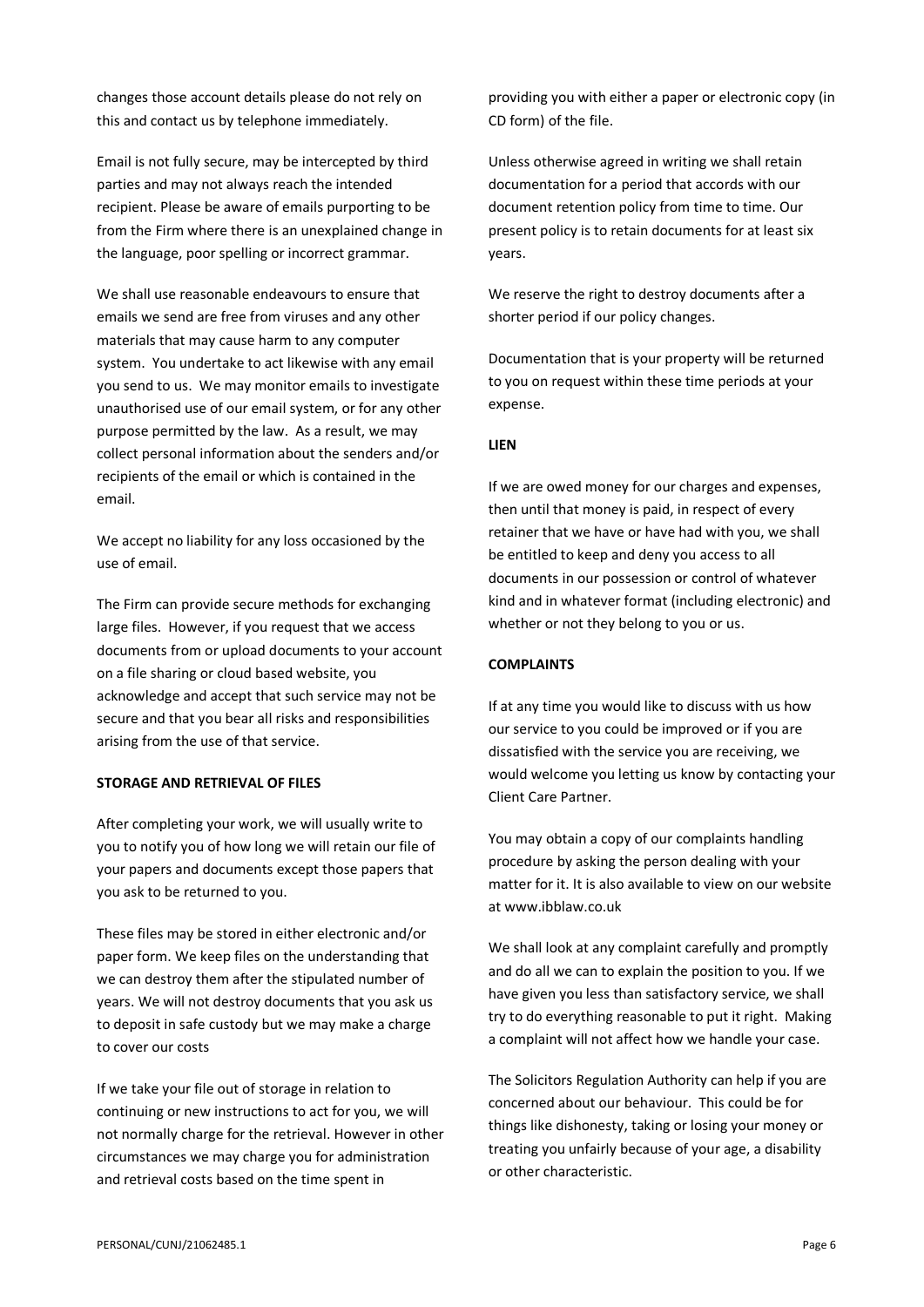changes those account details please do not rely on this and contact us by telephone immediately.

Email is not fully secure, may be intercepted by third parties and may not always reach the intended recipient. Please be aware of emails purporting to be from the Firm where there is an unexplained change in the language, poor spelling or incorrect grammar.

We shall use reasonable endeavours to ensure that emails we send are free from viruses and any other materials that may cause harm to any computer system. You undertake to act likewise with any email you send to us. We may monitor emails to investigate unauthorised use of our email system, or for any other purpose permitted by the law. As a result, we may collect personal information about the senders and/or recipients of the email or which is contained in the email.

We accept no liability for any loss occasioned by the use of email.

The Firm can provide secure methods for exchanging large files. However, if you request that we access documents from or upload documents to your account on a file sharing or cloud based website, you acknowledge and accept that such service may not be secure and that you bear all risks and responsibilities arising from the use of that service.

**STORAGE AND RETRIEVAL OF FILES**

After completing your work, we will usually write to you to notify you of how long we will retain our file of your papers and documents except those papers that you ask to be returned to you.

These files may be stored in either electronic and/or paper form. We keep files on the understanding that we can destroy them after the stipulated number of years. We will not destroy documents that you ask us to deposit in safe custody but we may make a charge to cover our costs

If we take your file out of storage in relation to continuing or new instructions to act for you, we will not normally charge for the retrieval. However in other circumstances we may charge you for administration and retrieval costs based on the time spent in providing you with either a paper or electronic copy (in CD form) of the file.

Unless otherwise agreed in writing we shall retain documentation for a period that accords with our document retention policy from time to time. Our present policy is to retain documents for at least six years.

We reserve the right to destroy documents after a shorter period if our policy changes.

Documentation that is your property will be returned to you on request within these time periods at your expense.

**LIEN**

If we are owed money for our charges and expenses, then until that money is paid, in respect of every retainer that we have or have had with you, we shall be entitled to keep and deny you access to all documents in our possession or control of whatever kind and in whatever format (including electronic) and whether or not they belong to you or us.

**COMPLAINTS**

If at any time you would like to discuss with us how our service to you could be improved or if you are dissatisfied with the service you are receiving, we would welcome you letting us know by contacting your Client Care Partner.

You may obtain a copy of our complaints handling procedure by asking the person dealing with your matter for it. It is also available to view on our website at www.ibblaw.co.uk

We shall look at any complaint carefully and promptly and do all we can to explain the position to you. If we have given you less than satisfactory service, we shall try to do everything reasonable to put it right. Making a complaint will not affect how we handle your case.

The Solicitors Regulation Authority can help if you are concerned about our behaviour. This could be for things like dishonesty, taking or losing your money or treating you unfairly because of your age, a disability or other characteristic.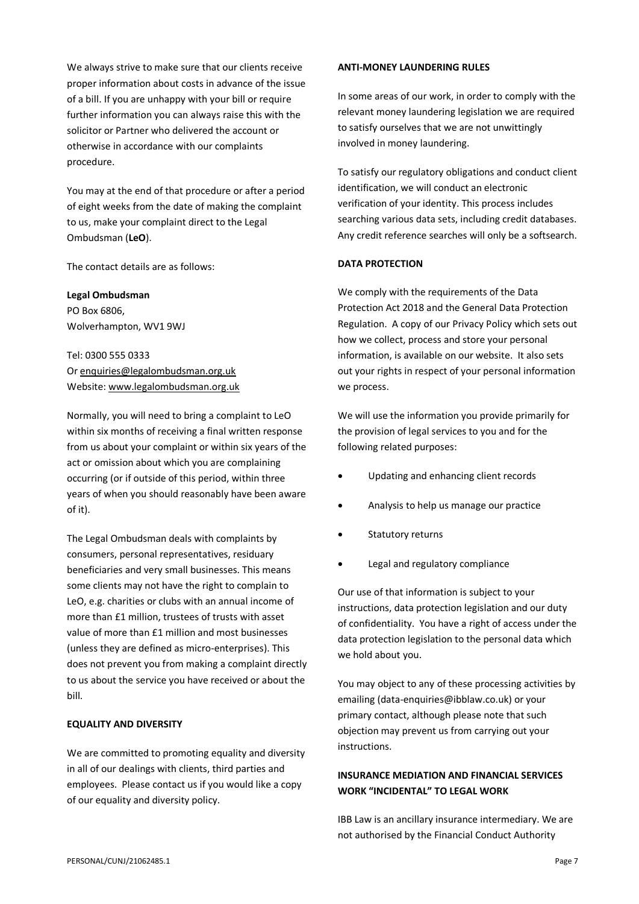We always strive to make sure that our clients receive proper information about costs in advance of the issue of a bill. If you are unhappy with your bill or require further information you can always raise this with the solicitor or Partner who delivered the account or otherwise in accordance with our complaints procedure.

You may at the end of that procedure or after a period of eight weeks from the date of making the complaint to us, make your complaint direct to the Legal Ombudsman (**LeO**).

The contact details are as follows:

**Legal Ombudsman**
PO Box 6806,
Wolverhampton, WV1 9WJ

Tel: 0300 555 0333
Or enquiries@legalombudsman.org.uk
Website: www.legalombudsman.org.uk

Normally, you will need to bring a complaint to LeO within six months of receiving a final written response from us about your complaint or within six years of the act or omission about which you are complaining occurring (or if outside of this period, within three years of when you should reasonably have been aware of it).

The Legal Ombudsman deals with complaints by consumers, personal representatives, residuary beneficiaries and very small businesses. This means some clients may not have the right to complain to LeO, e.g. charities or clubs with an annual income of more than £1 million, trustees of trusts with asset value of more than £1 million and most businesses (unless they are defined as micro-enterprises). This does not prevent you from making a complaint directly to us about the service you have received or about the bill.

**EQUALITY AND DIVERSITY**

We are committed to promoting equality and diversity in all of our dealings with clients, third parties and employees. Please contact us if you would like a copy of our equality and diversity policy.

**ANTI-MONEY LAUNDERING RULES**

In some areas of our work, in order to comply with the relevant money laundering legislation we are required to satisfy ourselves that we are not unwittingly involved in money laundering.

To satisfy our regulatory obligations and conduct client identification, we will conduct an electronic verification of your identity. This process includes searching various data sets, including credit databases. Any credit reference searches will only be a softsearch.

**DATA PROTECTION**

We comply with the requirements of the Data Protection Act 2018 and the General Data Protection Regulation. A copy of our Privacy Policy which sets out how we collect, process and store your personal information, is available on our website. It also sets out your rights in respect of your personal information we process.

We will use the information you provide primarily for the provision of legal services to you and for the following related purposes:

- Updating and enhancing client records
- Analysis to help us manage our practice
- Statutory returns
- Legal and regulatory compliance

Our use of that information is subject to your instructions, data protection legislation and our duty of confidentiality. You have a right of access under the data protection legislation to the personal data which we hold about you.

You may object to any of these processing activities by emailing (data-enquiries@ibblaw.co.uk) or your primary contact, although please note that such objection may prevent us from carrying out your instructions.

**INSURANCE MEDIATION AND FINANCIAL SERVICES WORK "INCIDENTAL" TO LEGAL WORK**

IBB Law is an ancillary insurance intermediary. We are not authorised by the Financial Conduct Authority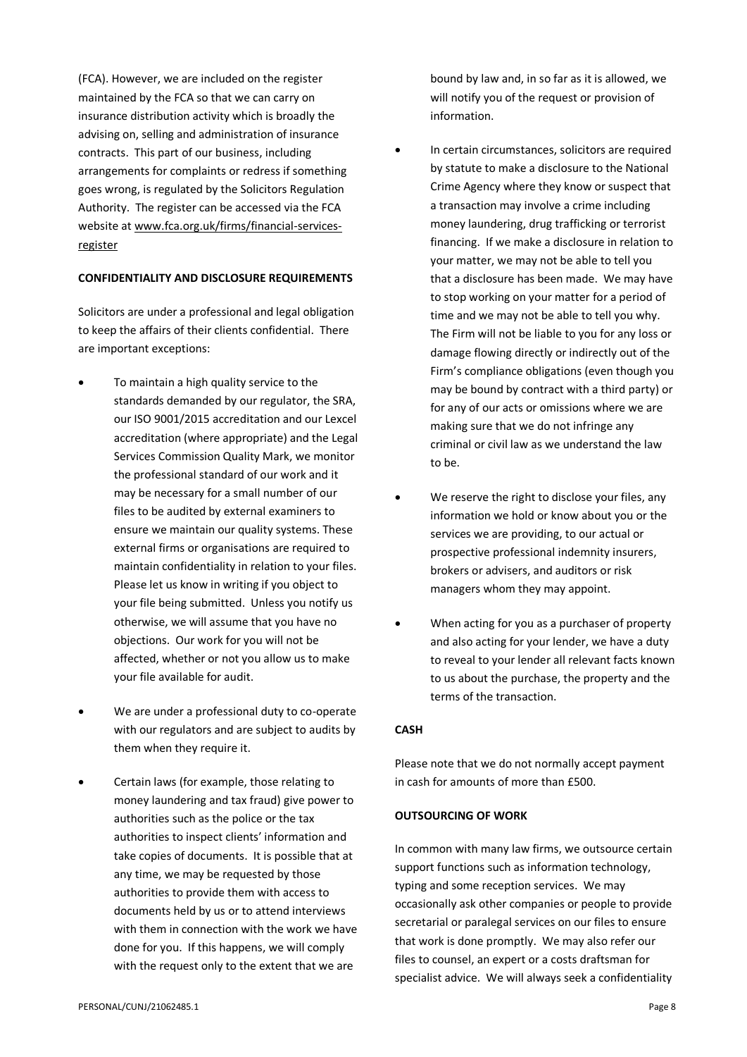(FCA). However, we are included on the register maintained by the FCA so that we can carry on insurance distribution activity which is broadly the advising on, selling and administration of insurance contracts. This part of our business, including arrangements for complaints or redress if something goes wrong, is regulated by the Solicitors Regulation Authority. The register can be accessed via the FCA website at www.fca.org.uk/firms/financial-services-register

**CONFIDENTIALITY AND DISCLOSURE REQUIREMENTS**

Solicitors are under a professional and legal obligation to keep the affairs of their clients confidential. There are important exceptions:

- To maintain a high quality service to the standards demanded by our regulator, the SRA, our ISO 9001/2015 accreditation and our Lexcel accreditation (where appropriate) and the Legal Services Commission Quality Mark, we monitor the professional standard of our work and it may be necessary for a small number of our files to be audited by external examiners to ensure we maintain our quality systems. These external firms or organisations are required to maintain confidentiality in relation to your files. Please let us know in writing if you object to your file being submitted. Unless you notify us otherwise, we will assume that you have no objections. Our work for you will not be affected, whether or not you allow us to make your file available for audit.

- We are under a professional duty to co-operate with our regulators and are subject to audits by them when they require it.

- Certain laws (for example, those relating to money laundering and tax fraud) give power to authorities such as the police or the tax authorities to inspect clients' information and take copies of documents. It is possible that at any time, we may be requested by those authorities to provide them with access to documents held by us or to attend interviews with them in connection with the work we have done for you. If this happens, we will comply with the request only to the extent that we are bound by law and, in so far as it is allowed, we will notify you of the request or provision of information.

- In certain circumstances, solicitors are required by statute to make a disclosure to the National Crime Agency where they know or suspect that a transaction may involve a crime including money laundering, drug trafficking or terrorist financing. If we make a disclosure in relation to your matter, we may not be able to tell you that a disclosure has been made. We may have to stop working on your matter for a period of time and we may not be able to tell you why. The Firm will not be liable to you for any loss or damage flowing directly or indirectly out of the Firm's compliance obligations (even though you may be bound by contract with a third party) or for any of our acts or omissions where we are making sure that we do not infringe any criminal or civil law as we understand the law to be.

- We reserve the right to disclose your files, any information we hold or know about you or the services we are providing, to our actual or prospective professional indemnity insurers, brokers or advisers, and auditors or risk managers whom they may appoint.

- When acting for you as a purchaser of property and also acting for your lender, we have a duty to reveal to your lender all relevant facts known to us about the purchase, the property and the terms of the transaction.

**CASH**

Please note that we do not normally accept payment in cash for amounts of more than £500.

**OUTSOURCING OF WORK**

In common with many law firms, we outsource certain support functions such as information technology, typing and some reception services. We may occasionally ask other companies or people to provide secretarial or paralegal services on our files to ensure that work is done promptly. We may also refer our files to counsel, an expert or a costs draftsman for specialist advice. We will always seek a confidentiality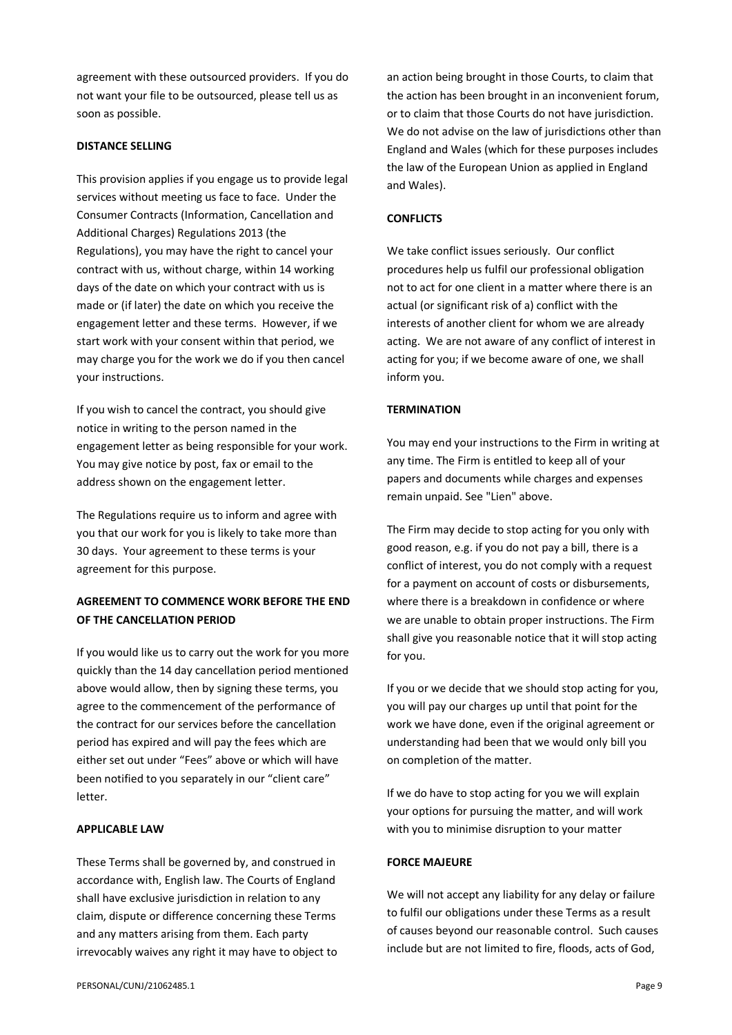agreement with these outsourced providers. If you do not want your file to be outsourced, please tell us as soon as possible.

**DISTANCE SELLING**

This provision applies if you engage us to provide legal services without meeting us face to face. Under the Consumer Contracts (Information, Cancellation and Additional Charges) Regulations 2013 (the Regulations), you may have the right to cancel your contract with us, without charge, within 14 working days of the date on which your contract with us is made or (if later) the date on which you receive the engagement letter and these terms. However, if we start work with your consent within that period, we may charge you for the work we do if you then cancel your instructions.

If you wish to cancel the contract, you should give notice in writing to the person named in the engagement letter as being responsible for your work. You may give notice by post, fax or email to the address shown on the engagement letter.

The Regulations require us to inform and agree with you that our work for you is likely to take more than 30 days. Your agreement to these terms is your agreement for this purpose.

**AGREEMENT TO COMMENCE WORK BEFORE THE END OF THE CANCELLATION PERIOD**

If you would like us to carry out the work for you more quickly than the 14 day cancellation period mentioned above would allow, then by signing these terms, you agree to the commencement of the performance of the contract for our services before the cancellation period has expired and will pay the fees which are either set out under "Fees" above or which will have been notified to you separately in our "client care" letter.

**APPLICABLE LAW**

These Terms shall be governed by, and construed in accordance with, English law. The Courts of England shall have exclusive jurisdiction in relation to any claim, dispute or difference concerning these Terms and any matters arising from them. Each party irrevocably waives any right it may have to object to an action being brought in those Courts, to claim that the action has been brought in an inconvenient forum, or to claim that those Courts do not have jurisdiction. We do not advise on the law of jurisdictions other than England and Wales (which for these purposes includes the law of the European Union as applied in England and Wales).

**CONFLICTS**

We take conflict issues seriously. Our conflict procedures help us fulfil our professional obligation not to act for one client in a matter where there is an actual (or significant risk of a) conflict with the interests of another client for whom we are already acting. We are not aware of any conflict of interest in acting for you; if we become aware of one, we shall inform you.

**TERMINATION**

You may end your instructions to the Firm in writing at any time. The Firm is entitled to keep all of your papers and documents while charges and expenses remain unpaid. See "Lien" above.

The Firm may decide to stop acting for you only with good reason, e.g. if you do not pay a bill, there is a conflict of interest, you do not comply with a request for a payment on account of costs or disbursements, where there is a breakdown in confidence or where we are unable to obtain proper instructions. The Firm shall give you reasonable notice that it will stop acting for you.

If you or we decide that we should stop acting for you, you will pay our charges up until that point for the work we have done, even if the original agreement or understanding had been that we would only bill you on completion of the matter.

If we do have to stop acting for you we will explain your options for pursuing the matter, and will work with you to minimise disruption to your matter

**FORCE MAJEURE**

We will not accept any liability for any delay or failure to fulfil our obligations under these Terms as a result of causes beyond our reasonable control. Such causes include but are not limited to fire, floods, acts of God,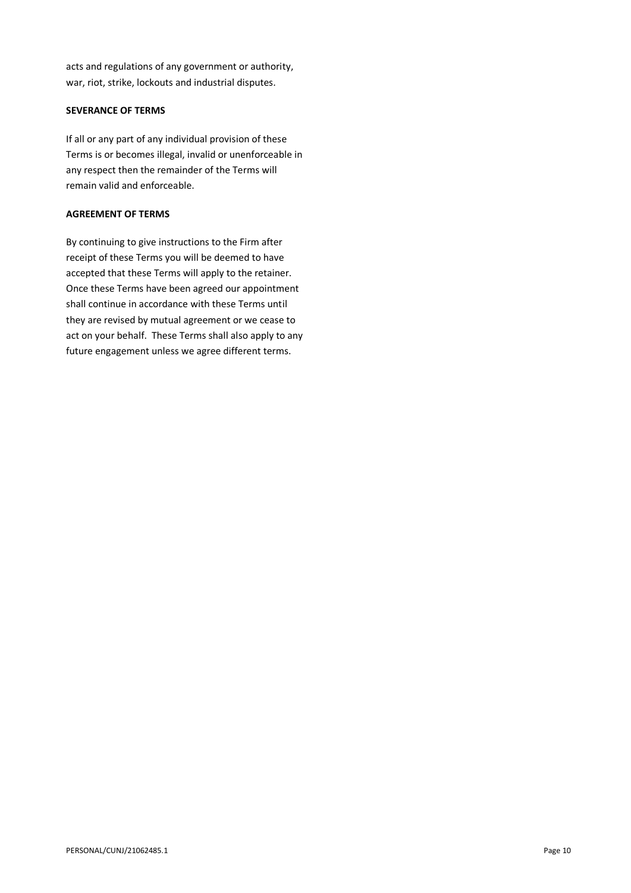acts and regulations of any government or authority, war, riot, strike, lockouts and industrial disputes.

**SEVERANCE OF TERMS**

If all or any part of any individual provision of these Terms is or becomes illegal, invalid or unenforceable in any respect then the remainder of the Terms will remain valid and enforceable.

**AGREEMENT OF TERMS**

By continuing to give instructions to the Firm after receipt of these Terms you will be deemed to have accepted that these Terms will apply to the retainer. Once these Terms have been agreed our appointment shall continue in accordance with these Terms until they are revised by mutual agreement or we cease to act on your behalf. These Terms shall also apply to any future engagement unless we agree different terms.

PERSONAL/CUNJ/21062485.1